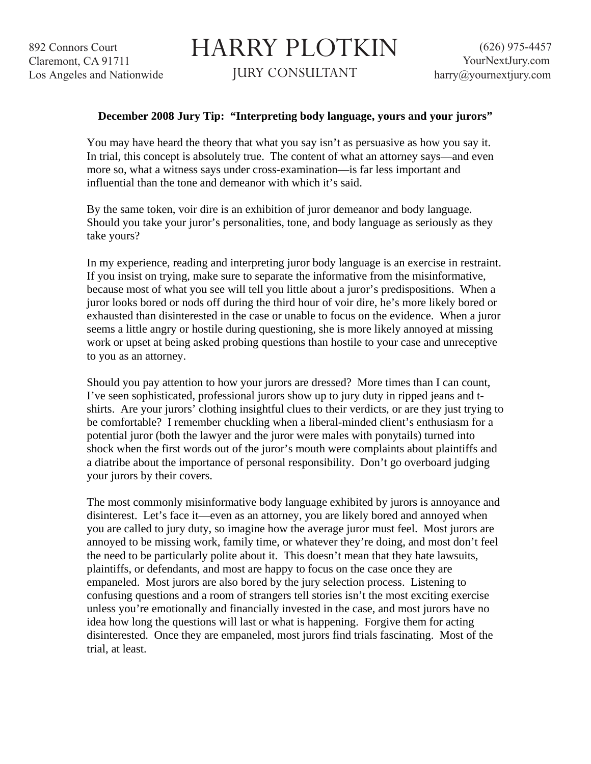892 Connors Court
Claremont, CA 91711
Los Angeles and Nationwide

# HARRY PLOTKIN

JURY CONSULTANT

(626) 975-4457
YourNextJury.com
harry@yournextjury.com

**December 2008 Jury Tip: "Interpreting body language, yours and your jurors"**

You may have heard the theory that what you say isn't as persuasive as how you say it. In trial, this concept is absolutely true. The content of what an attorney says—and even more so, what a witness says under cross-examination—is far less important and influential than the tone and demeanor with which it's said.

By the same token, voir dire is an exhibition of juror demeanor and body language. Should you take your juror's personalities, tone, and body language as seriously as they take yours?

In my experience, reading and interpreting juror body language is an exercise in restraint. If you insist on trying, make sure to separate the informative from the misinformative, because most of what you see will tell you little about a juror's predispositions. When a juror looks bored or nods off during the third hour of voir dire, he's more likely bored or exhausted than disinterested in the case or unable to focus on the evidence. When a juror seems a little angry or hostile during questioning, she is more likely annoyed at missing work or upset at being asked probing questions than hostile to your case and unreceptive to you as an attorney.

Should you pay attention to how your jurors are dressed? More times than I can count, I've seen sophisticated, professional jurors show up to jury duty in ripped jeans and t-shirts. Are your jurors' clothing insightful clues to their verdicts, or are they just trying to be comfortable? I remember chuckling when a liberal-minded client's enthusiasm for a potential juror (both the lawyer and the juror were males with ponytails) turned into shock when the first words out of the juror's mouth were complaints about plaintiffs and a diatribe about the importance of personal responsibility. Don't go overboard judging your jurors by their covers.

The most commonly misinformative body language exhibited by jurors is annoyance and disinterest. Let's face it—even as an attorney, you are likely bored and annoyed when you are called to jury duty, so imagine how the average juror must feel. Most jurors are annoyed to be missing work, family time, or whatever they're doing, and most don't feel the need to be particularly polite about it. This doesn't mean that they hate lawsuits, plaintiffs, or defendants, and most are happy to focus on the case once they are empaneled. Most jurors are also bored by the jury selection process. Listening to confusing questions and a room of strangers tell stories isn't the most exciting exercise unless you're emotionally and financially invested in the case, and most jurors have no idea how long the questions will last or what is happening. Forgive them for acting disinterested. Once they are empaneled, most jurors find trials fascinating. Most of the trial, at least.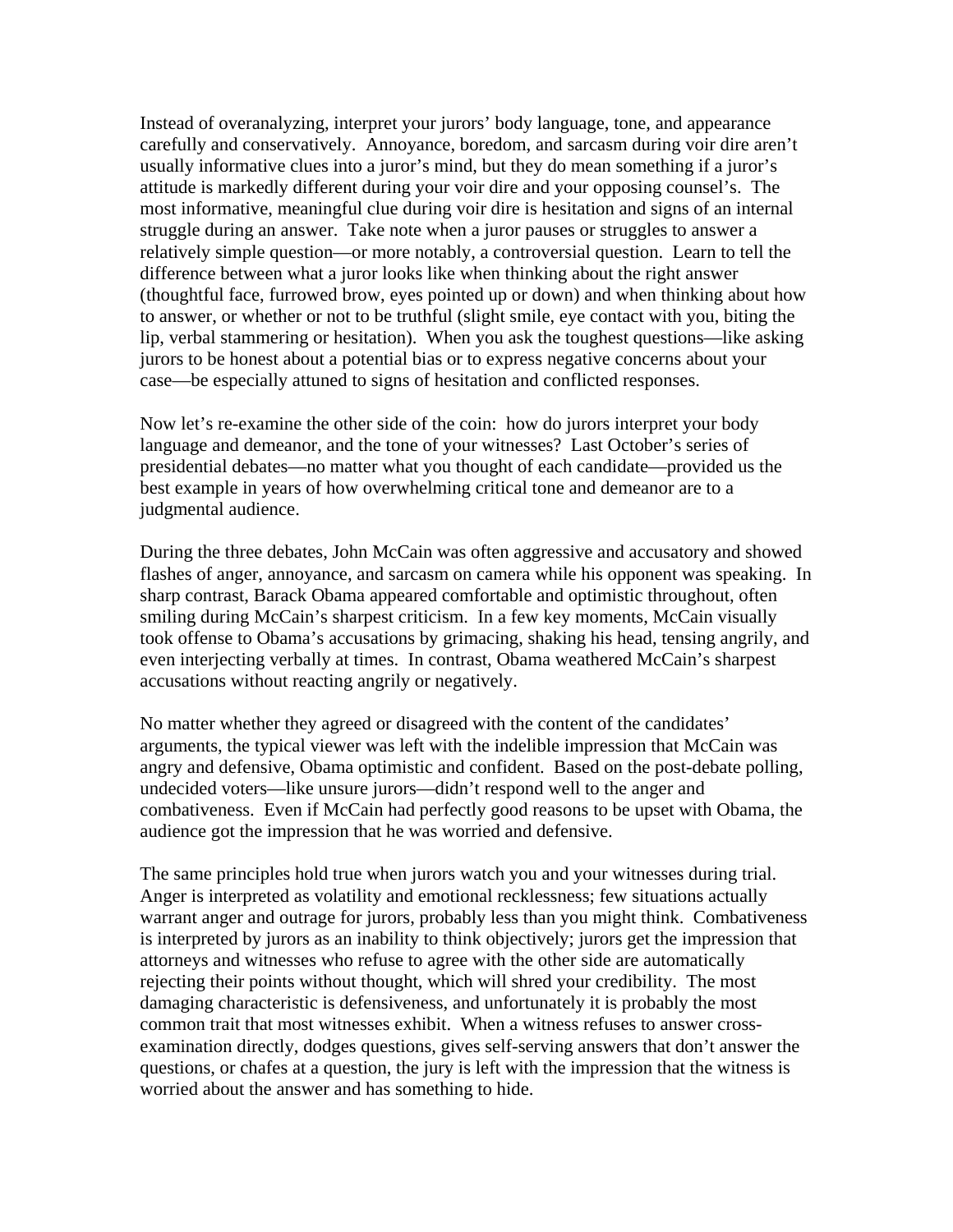Instead of overanalyzing, interpret your jurors' body language, tone, and appearance carefully and conservatively. Annoyance, boredom, and sarcasm during voir dire aren't usually informative clues into a juror's mind, but they do mean something if a juror's attitude is markedly different during your voir dire and your opposing counsel's. The most informative, meaningful clue during voir dire is hesitation and signs of an internal struggle during an answer. Take note when a juror pauses or struggles to answer a relatively simple question—or more notably, a controversial question. Learn to tell the difference between what a juror looks like when thinking about the right answer (thoughtful face, furrowed brow, eyes pointed up or down) and when thinking about how to answer, or whether or not to be truthful (slight smile, eye contact with you, biting the lip, verbal stammering or hesitation). When you ask the toughest questions—like asking jurors to be honest about a potential bias or to express negative concerns about your case—be especially attuned to signs of hesitation and conflicted responses.

Now let's re-examine the other side of the coin: how do jurors interpret your body language and demeanor, and the tone of your witnesses? Last October's series of presidential debates—no matter what you thought of each candidate—provided us the best example in years of how overwhelming critical tone and demeanor are to a judgmental audience.

During the three debates, John McCain was often aggressive and accusatory and showed flashes of anger, annoyance, and sarcasm on camera while his opponent was speaking. In sharp contrast, Barack Obama appeared comfortable and optimistic throughout, often smiling during McCain's sharpest criticism. In a few key moments, McCain visually took offense to Obama's accusations by grimacing, shaking his head, tensing angrily, and even interjecting verbally at times. In contrast, Obama weathered McCain's sharpest accusations without reacting angrily or negatively.

No matter whether they agreed or disagreed with the content of the candidates' arguments, the typical viewer was left with the indelible impression that McCain was angry and defensive, Obama optimistic and confident. Based on the post-debate polling, undecided voters—like unsure jurors—didn't respond well to the anger and combativeness. Even if McCain had perfectly good reasons to be upset with Obama, the audience got the impression that he was worried and defensive.

The same principles hold true when jurors watch you and your witnesses during trial. Anger is interpreted as volatility and emotional recklessness; few situations actually warrant anger and outrage for jurors, probably less than you might think. Combativeness is interpreted by jurors as an inability to think objectively; jurors get the impression that attorneys and witnesses who refuse to agree with the other side are automatically rejecting their points without thought, which will shred your credibility. The most damaging characteristic is defensiveness, and unfortunately it is probably the most common trait that most witnesses exhibit. When a witness refuses to answer cross-examination directly, dodges questions, gives self-serving answers that don't answer the questions, or chafes at a question, the jury is left with the impression that the witness is worried about the answer and has something to hide.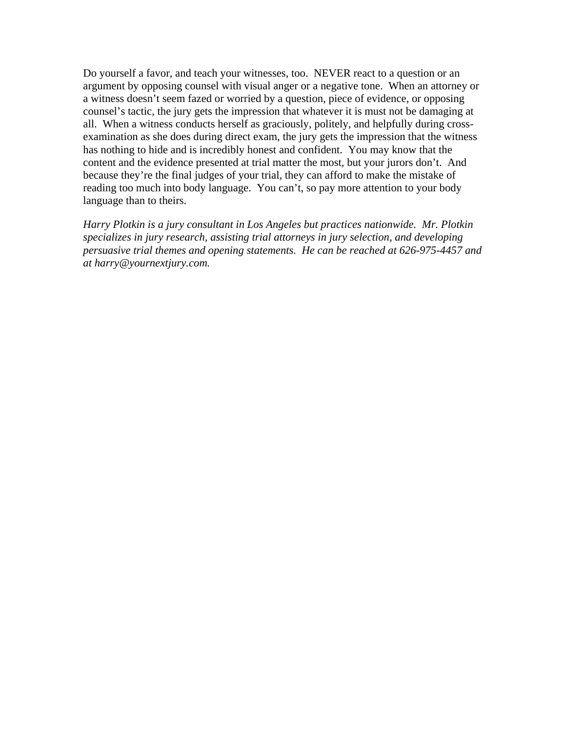Do yourself a favor, and teach your witnesses, too. NEVER react to a question or an argument by opposing counsel with visual anger or a negative tone. When an attorney or a witness doesn't seem fazed or worried by a question, piece of evidence, or opposing counsel's tactic, the jury gets the impression that whatever it is must not be damaging at all. When a witness conducts herself as graciously, politely, and helpfully during cross-examination as she does during direct exam, the jury gets the impression that the witness has nothing to hide and is incredibly honest and confident. You may know that the content and the evidence presented at trial matter the most, but your jurors don't. And because they're the final judges of your trial, they can afford to make the mistake of reading too much into body language. You can't, so pay more attention to your body language than to theirs.

*Harry Plotkin is a jury consultant in Los Angeles but practices nationwide. Mr. Plotkin specializes in jury research, assisting trial attorneys in jury selection, and developing persuasive trial themes and opening statements. He can be reached at 626-975-4457 and at harry@yournextjury.com.*